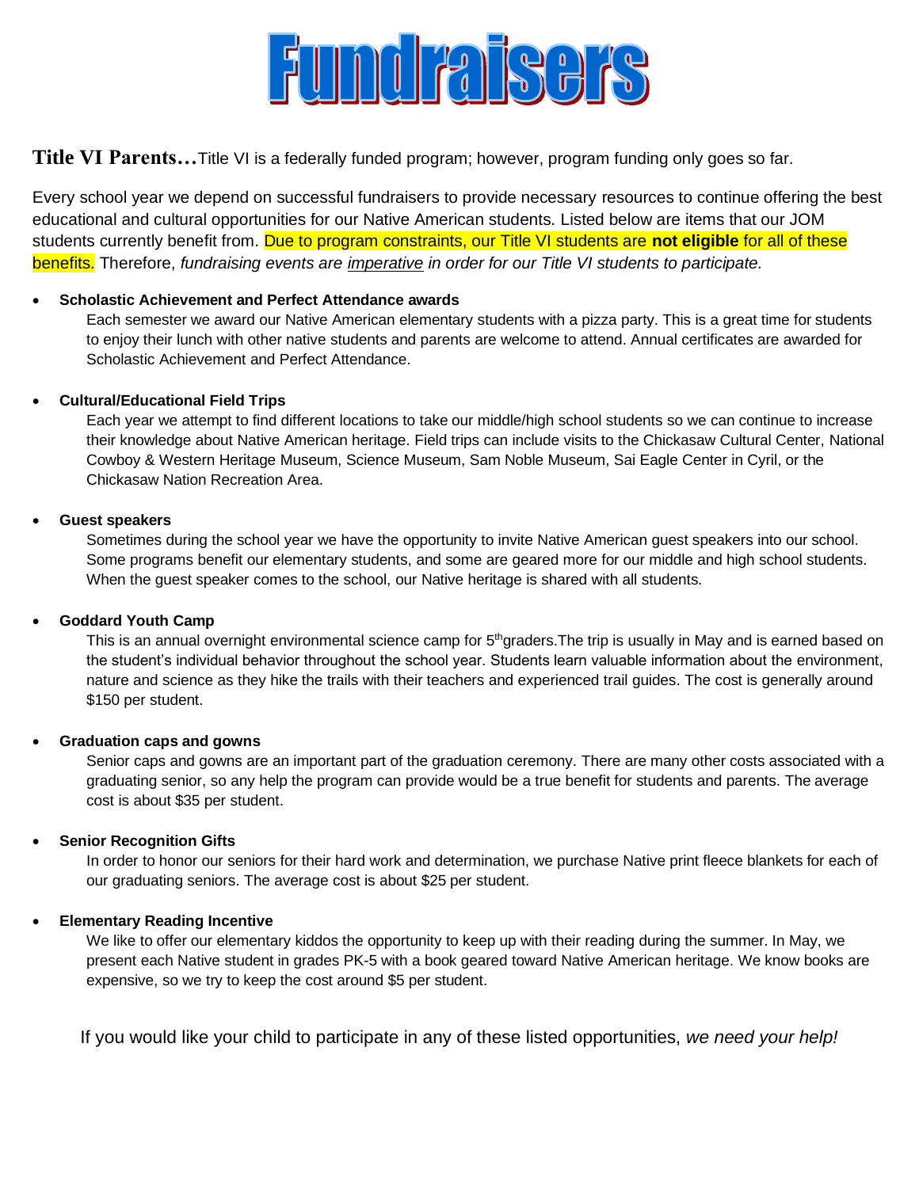# Fundraisers

**Title VI Parents…** Title VI is a federally funded program; however, program funding only goes so far.

Every school year we depend on successful fundraisers to provide necessary resources to continue offering the best educational and cultural opportunities for our Native American students. Listed below are items that our JOM students currently benefit from. Due to program constraints, our Title VI students are **not eligible** for all of these benefits. Therefore, *fundraising events are imperative in order for our Title VI students to participate.*

- **Scholastic Achievement and Perfect Attendance awards**
  Each semester we award our Native American elementary students with a pizza party. This is a great time for students to enjoy their lunch with other native students and parents are welcome to attend. Annual certificates are awarded for Scholastic Achievement and Perfect Attendance.

- **Cultural/Educational Field Trips**
  Each year we attempt to find different locations to take our middle/high school students so we can continue to increase their knowledge about Native American heritage. Field trips can include visits to the Chickasaw Cultural Center, National Cowboy & Western Heritage Museum, Science Museum, Sam Noble Museum, Sai Eagle Center in Cyril, or the Chickasaw Nation Recreation Area.

- **Guest speakers**
  Sometimes during the school year we have the opportunity to invite Native American guest speakers into our school. Some programs benefit our elementary students, and some are geared more for our middle and high school students. When the guest speaker comes to the school, our Native heritage is shared with all students.

- **Goddard Youth Camp**
  This is an annual overnight environmental science camp for 5th graders. The trip is usually in May and is earned based on the student's individual behavior throughout the school year. Students learn valuable information about the environment, nature and science as they hike the trails with their teachers and experienced trail guides. The cost is generally around $150 per student.

- **Graduation caps and gowns**
  Senior caps and gowns are an important part of the graduation ceremony. There are many other costs associated with a graduating senior, so any help the program can provide would be a true benefit for students and parents. The average cost is about $35 per student.

- **Senior Recognition Gifts**
  In order to honor our seniors for their hard work and determination, we purchase Native print fleece blankets for each of our graduating seniors. The average cost is about $25 per student.

- **Elementary Reading Incentive**
  We like to offer our elementary kiddos the opportunity to keep up with their reading during the summer. In May, we present each Native student in grades PK-5 with a book geared toward Native American heritage. We know books are expensive, so we try to keep the cost around $5 per student.

If you would like your child to participate in any of these listed opportunities, *we need your help!*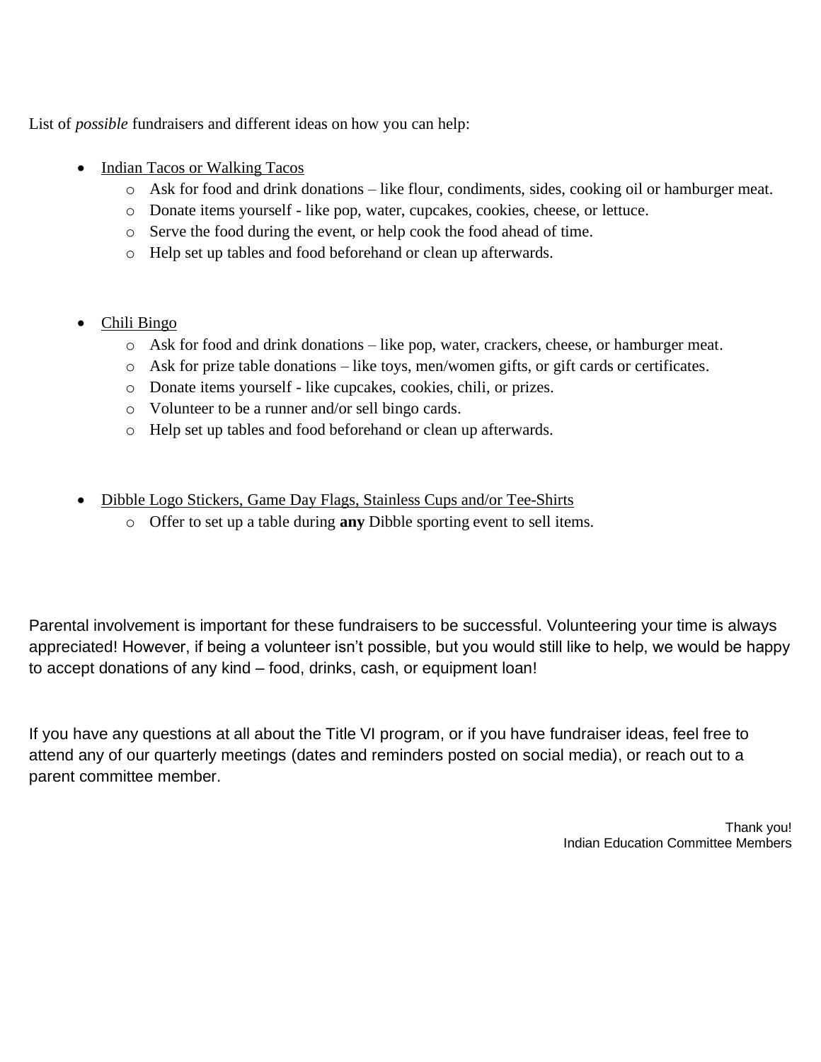List of *possible* fundraisers and different ideas on how you can help:

- <u>Indian Tacos or Walking Tacos</u>
  - Ask for food and drink donations – like flour, condiments, sides, cooking oil or hamburger meat.
  - Donate items yourself - like pop, water, cupcakes, cookies, cheese, or lettuce.
  - Serve the food during the event, or help cook the food ahead of time.
  - Help set up tables and food beforehand or clean up afterwards.

- <u>Chili Bingo</u>
  - Ask for food and drink donations – like pop, water, crackers, cheese, or hamburger meat.
  - Ask for prize table donations – like toys, men/women gifts, or gift cards or certificates.
  - Donate items yourself - like cupcakes, cookies, chili, or prizes.
  - Volunteer to be a runner and/or sell bingo cards.
  - Help set up tables and food beforehand or clean up afterwards.

- <u>Dibble Logo Stickers, Game Day Flags, Stainless Cups and/or Tee-Shirts</u>
  - Offer to set up a table during **any** Dibble sporting event to sell items.

Parental involvement is important for these fundraisers to be successful. Volunteering your time is always appreciated! However, if being a volunteer isn't possible, but you would still like to help, we would be happy to accept donations of any kind – food, drinks, cash, or equipment loan!

If you have any questions at all about the Title VI program, or if you have fundraiser ideas, feel free to attend any of our quarterly meetings (dates and reminders posted on social media), or reach out to a parent committee member.

Thank you!
Indian Education Committee Members